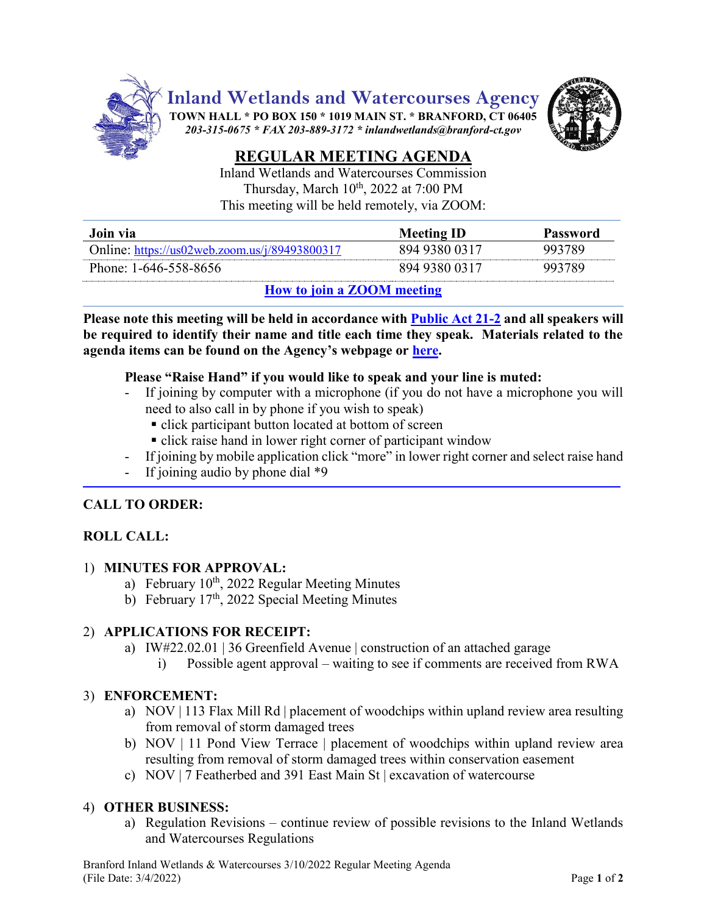# Inland Wetlands and Watercourses Agency

**TOWN HALL * PO BOX 150 * 1019 MAIN ST. * BRANFORD, CT 06405**

*203-315-0675 * FAX 203-889-3172 * inlandwetlands@branford-ct.gov*

## REGULAR MEETING AGENDA

Inland Wetlands and Watercourses Commission
Thursday, March 10th, 2022 at 7:00 PM
This meeting will be held remotely, via ZOOM:

| Join via | Meeting ID | Password |
|---|---|---|
| Online: https://us02web.zoom.us/j/89493800317 | 894 9380 0317 | 993789 |
| Phone: 1-646-558-8656 | 894 9380 0317 | 993789 |

**How to join a ZOOM meeting**

**Please note this meeting will be held in accordance with Public Act 21-2 and all speakers will be required to identify their name and title each time they speak. Materials related to the agenda items can be found on the Agency's webpage or here.**

**Please "Raise Hand" if you would like to speak and your line is muted:**

- If joining by computer with a microphone (if you do not have a microphone you will need to also call in by phone if you wish to speak)
  - click participant button located at bottom of screen
  - click raise hand in lower right corner of participant window
- If joining by mobile application click "more" in lower right corner and select raise hand
- If joining audio by phone dial *9

**CALL TO ORDER:**

**ROLL CALL:**

1) **MINUTES FOR APPROVAL:**
   a) February 10th, 2022 Regular Meeting Minutes
   b) February 17th, 2022 Special Meeting Minutes

2) **APPLICATIONS FOR RECEIPT:**
   a) IW#22.02.01 | 36 Greenfield Avenue | construction of an attached garage
      i) Possible agent approval – waiting to see if comments are received from RWA

3) **ENFORCEMENT:**
   a) NOV | 113 Flax Mill Rd | placement of woodchips within upland review area resulting from removal of storm damaged trees
   b) NOV | 11 Pond View Terrace | placement of woodchips within upland review area resulting from removal of storm damaged trees within conservation easement
   c) NOV | 7 Featherbed and 391 East Main St | excavation of watercourse

4) **OTHER BUSINESS:**
   a) Regulation Revisions – continue review of possible revisions to the Inland Wetlands and Watercourses Regulations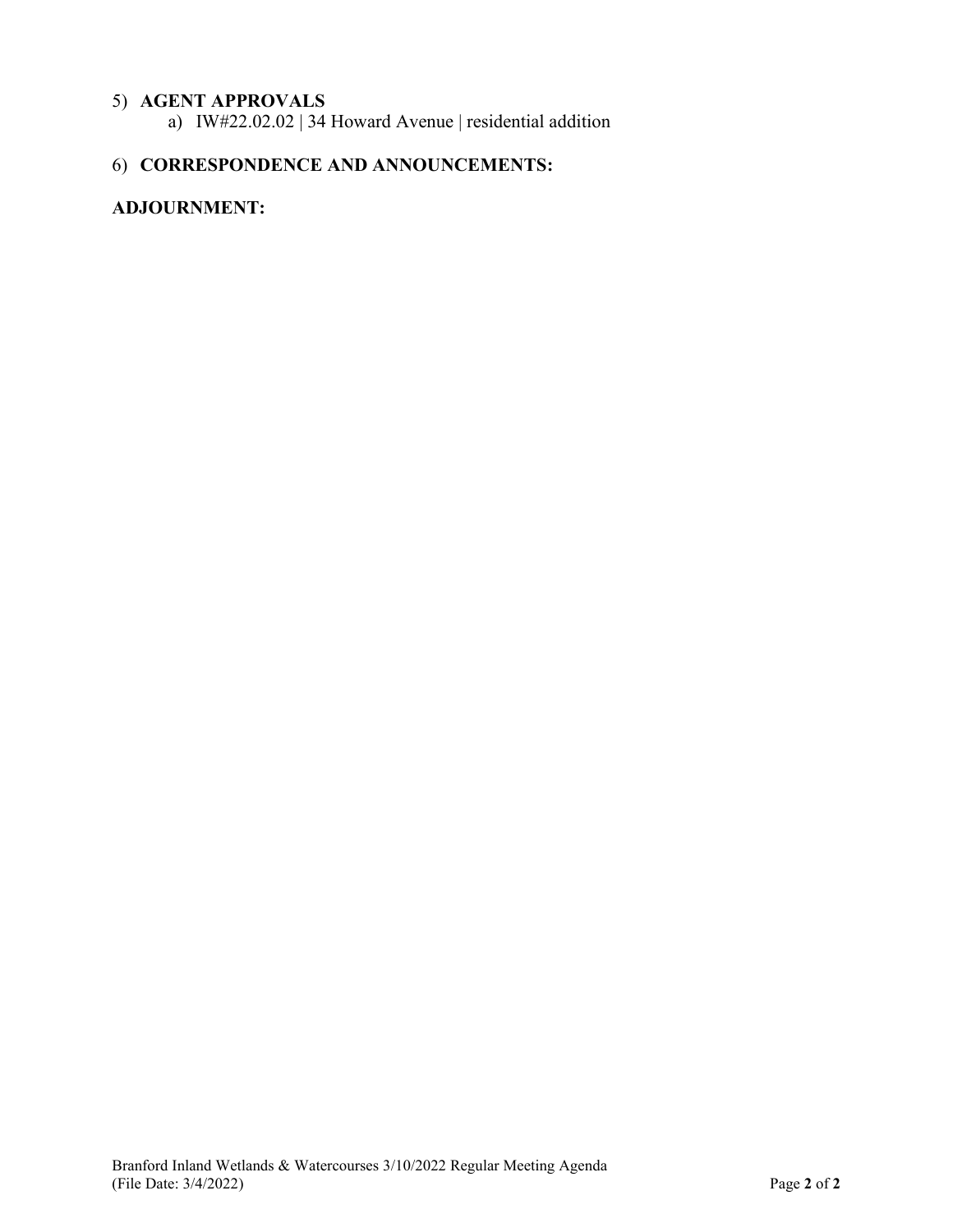5) **AGENT APPROVALS**
   a) IW#22.02.02 | 34 Howard Avenue | residential addition

6) **CORRESPONDENCE AND ANNOUNCEMENTS:**

**ADJOURNMENT:**